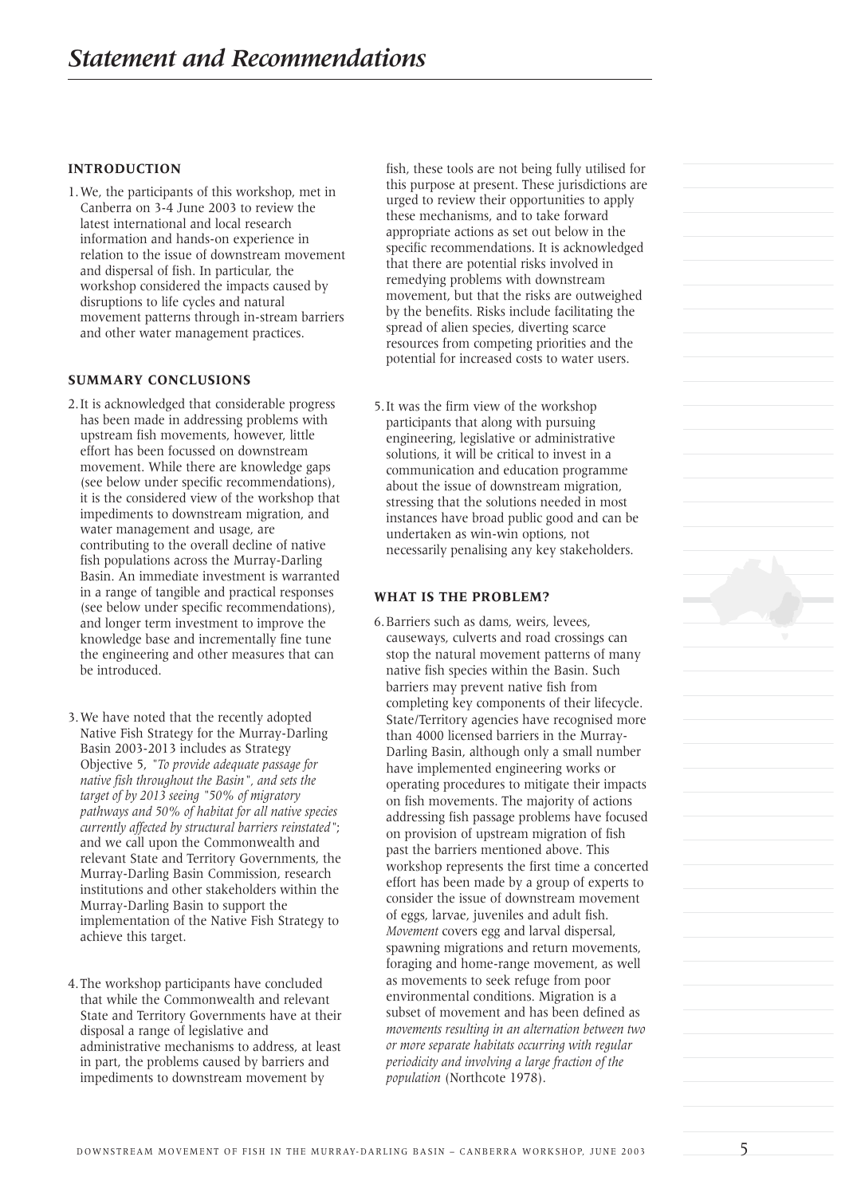# Statement and Recommendations

## INTRODUCTION

1. We, the participants of this workshop, met in Canberra on 3-4 June 2003 to review the latest international and local research information and hands-on experience in relation to the issue of downstream movement and dispersal of fish. In particular, the workshop considered the impacts caused by disruptions to life cycles and natural movement patterns through in-stream barriers and other water management practices.

## SUMMARY CONCLUSIONS

2. It is acknowledged that considerable progress has been made in addressing problems with upstream fish movements, however, little effort has been focussed on downstream movement. While there are knowledge gaps (see below under specific recommendations), it is the considered view of the workshop that impediments to downstream migration, and water management and usage, are contributing to the overall decline of native fish populations across the Murray-Darling Basin. An immediate investment is warranted in a range of tangible and practical responses (see below under specific recommendations), and longer term investment to improve the knowledge base and incrementally fine tune the engineering and other measures that can be introduced.

3. We have noted that the recently adopted Native Fish Strategy for the Murray-Darling Basin 2003-2013 includes as Strategy Objective 5, *"To provide adequate passage for native fish throughout the Basin", and sets the target of by 2013 seeing "50% of migratory pathways and 50% of habitat for all native species currently affected by structural barriers reinstated"*; and we call upon the Commonwealth and relevant State and Territory Governments, the Murray-Darling Basin Commission, research institutions and other stakeholders within the Murray-Darling Basin to support the implementation of the Native Fish Strategy to achieve this target.

4. The workshop participants have concluded that while the Commonwealth and relevant State and Territory Governments have at their disposal a range of legislative and administrative mechanisms to address, at least in part, the problems caused by barriers and impediments to downstream movement by fish, these tools are not being fully utilised for this purpose at present. These jurisdictions are urged to review their opportunities to apply these mechanisms, and to take forward appropriate actions as set out below in the specific recommendations. It is acknowledged that there are potential risks involved in remedying problems with downstream movement, but that the risks are outweighed by the benefits. Risks include facilitating the spread of alien species, diverting scarce resources from competing priorities and the potential for increased costs to water users.

5. It was the firm view of the workshop participants that along with pursuing engineering, legislative or administrative solutions, it will be critical to invest in a communication and education programme about the issue of downstream migration, stressing that the solutions needed in most instances have broad public good and can be undertaken as win-win options, not necessarily penalising any key stakeholders.

## WHAT IS THE PROBLEM?

6. Barriers such as dams, weirs, levees, causeways, culverts and road crossings can stop the natural movement patterns of many native fish species within the Basin. Such barriers may prevent native fish from completing key components of their lifecycle. State/Territory agencies have recognised more than 4000 licensed barriers in the Murray-Darling Basin, although only a small number have implemented engineering works or operating procedures to mitigate their impacts on fish movements. The majority of actions addressing fish passage problems have focused on provision of upstream migration of fish past the barriers mentioned above. This workshop represents the first time a concerted effort has been made by a group of experts to consider the issue of downstream movement of eggs, larvae, juveniles and adult fish. *Movement* covers egg and larval dispersal, spawning migrations and return movements, foraging and home-range movement, as well as movements to seek refuge from poor environmental conditions. Migration is a subset of movement and has been defined as *movements resulting in an alternation between two or more separate habitats occurring with regular periodicity and involving a large fraction of the population* (Northcote 1978).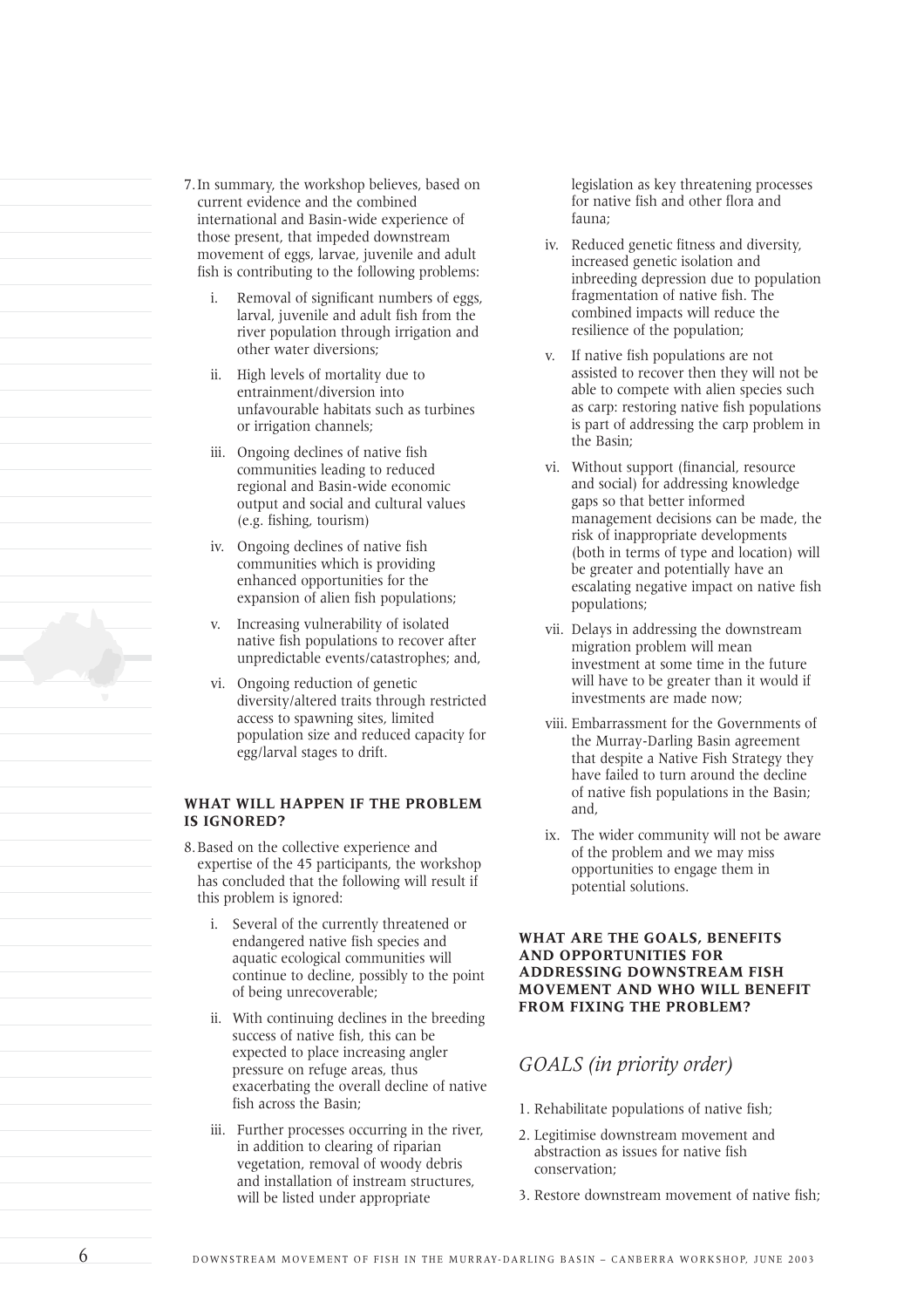7. In summary, the workshop believes, based on current evidence and the combined international and Basin-wide experience of those present, that impeded downstream movement of eggs, larvae, juvenile and adult fish is contributing to the following problems:

    i. Removal of significant numbers of eggs, larval, juvenile and adult fish from the river population through irrigation and other water diversions;

    ii. High levels of mortality due to entrainment/diversion into unfavourable habitats such as turbines or irrigation channels;

    iii. Ongoing declines of native fish communities leading to reduced regional and Basin-wide economic output and social and cultural values (e.g. fishing, tourism)

    iv. Ongoing declines of native fish communities which is providing enhanced opportunities for the expansion of alien fish populations;

    v. Increasing vulnerability of isolated native fish populations to recover after unpredictable events/catastrophes; and,

    vi. Ongoing reduction of genetic diversity/altered traits through restricted access to spawning sites, limited population size and reduced capacity for egg/larval stages to drift.

**WHAT WILL HAPPEN IF THE PROBLEM IS IGNORED?**

8. Based on the collective experience and expertise of the 45 participants, the workshop has concluded that the following will result if this problem is ignored:

    i. Several of the currently threatened or endangered native fish species and aquatic ecological communities will continue to decline, possibly to the point of being unrecoverable;

    ii. With continuing declines in the breeding success of native fish, this can be expected to place increasing angler pressure on refuge areas, thus exacerbating the overall decline of native fish across the Basin;

    iii. Further processes occurring in the river, in addition to clearing of riparian vegetation, removal of woody debris and installation of instream structures, will be listed under appropriate legislation as key threatening processes for native fish and other flora and fauna;

    iv. Reduced genetic fitness and diversity, increased genetic isolation and inbreeding depression due to population fragmentation of native fish. The combined impacts will reduce the resilience of the population;

    v. If native fish populations are not assisted to recover then they will not be able to compete with alien species such as carp: restoring native fish populations is part of addressing the carp problem in the Basin;

    vi. Without support (financial, resource and social) for addressing knowledge gaps so that better informed management decisions can be made, the risk of inappropriate developments (both in terms of type and location) will be greater and potentially have an escalating negative impact on native fish populations;

    vii. Delays in addressing the downstream migration problem will mean investment at some time in the future will have to be greater than it would if investments are made now;

    viii. Embarrassment for the Governments of the Murray-Darling Basin agreement that despite a Native Fish Strategy they have failed to turn around the decline of native fish populations in the Basin; and,

    ix. The wider community will not be aware of the problem and we may miss opportunities to engage them in potential solutions.

**WHAT ARE THE GOALS, BENEFITS AND OPPORTUNITIES FOR ADDRESSING DOWNSTREAM FISH MOVEMENT AND WHO WILL BENEFIT FROM FIXING THE PROBLEM?**

## *GOALS (in priority order)*

1. Rehabilitate populations of native fish;
2. Legitimise downstream movement and abstraction as issues for native fish conservation;
3. Restore downstream movement of native fish;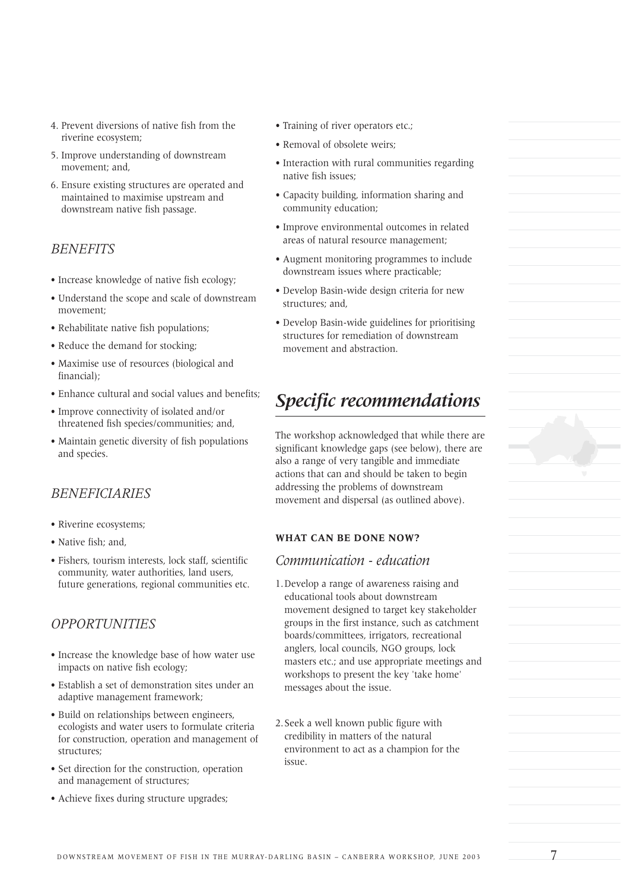4. Prevent diversions of native fish from the riverine ecosystem;
5. Improve understanding of downstream movement; and,
6. Ensure existing structures are operated and maintained to maximise upstream and downstream native fish passage.

## *BENEFITS*

- Increase knowledge of native fish ecology;
- Understand the scope and scale of downstream movement;
- Rehabilitate native fish populations;
- Reduce the demand for stocking;
- Maximise use of resources (biological and financial);
- Enhance cultural and social values and benefits;
- Improve connectivity of isolated and/or threatened fish species/communities; and,
- Maintain genetic diversity of fish populations and species.

## *BENEFICIARIES*

- Riverine ecosystems;
- Native fish; and,
- Fishers, tourism interests, lock staff, scientific community, water authorities, land users, future generations, regional communities etc.

## *OPPORTUNITIES*

- Increase the knowledge base of how water use impacts on native fish ecology;
- Establish a set of demonstration sites under an adaptive management framework;
- Build on relationships between engineers, ecologists and water users to formulate criteria for construction, operation and management of structures;
- Set direction for the construction, operation and management of structures;
- Achieve fixes during structure upgrades;
- Training of river operators etc.;
- Removal of obsolete weirs;
- Interaction with rural communities regarding native fish issues;
- Capacity building, information sharing and community education;
- Improve environmental outcomes in related areas of natural resource management;
- Augment monitoring programmes to include downstream issues where practicable;
- Develop Basin-wide design criteria for new structures; and,
- Develop Basin-wide guidelines for prioritising structures for remediation of downstream movement and abstraction.

# *Specific recommendations*

The workshop acknowledged that while there are significant knowledge gaps (see below), there are also a range of very tangible and immediate actions that can and should be taken to begin addressing the problems of downstream movement and dispersal (as outlined above).

### **WHAT CAN BE DONE NOW?**

### *Communication - education*

1. Develop a range of awareness raising and educational tools about downstream movement designed to target key stakeholder groups in the first instance, such as catchment boards/committees, irrigators, recreational anglers, local councils, NGO groups, lock masters etc.; and use appropriate meetings and workshops to present the key 'take home' messages about the issue.

2. Seek a well known public figure with credibility in matters of the natural environment to act as a champion for the issue.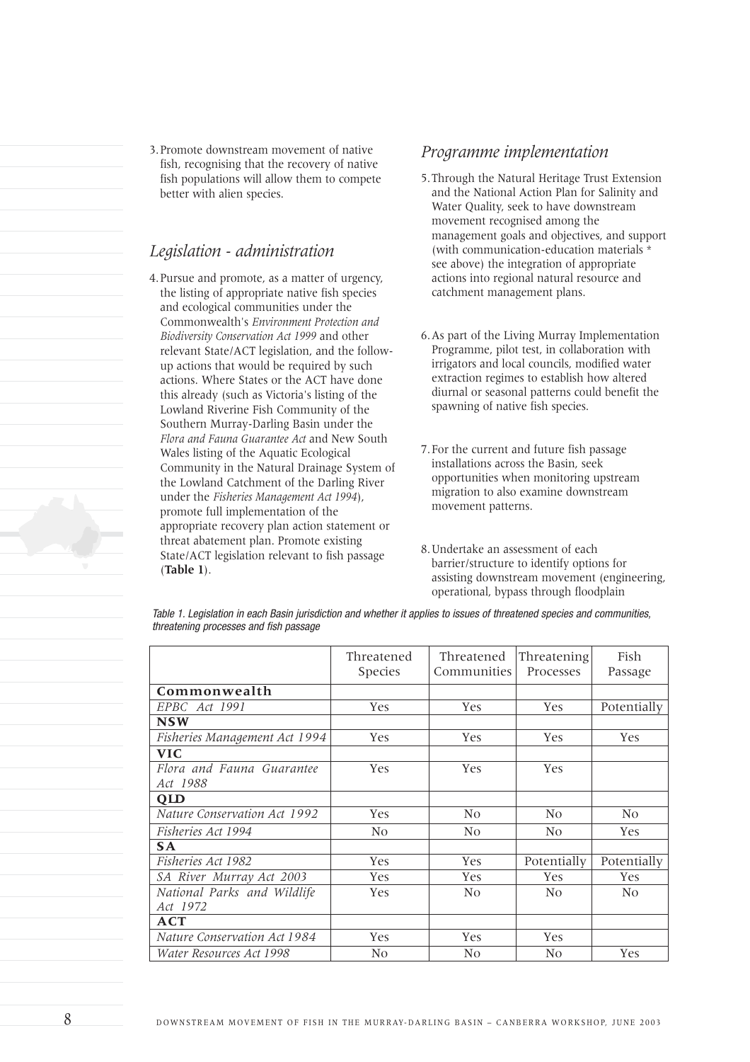3. Promote downstream movement of native fish, recognising that the recovery of native fish populations will allow them to compete better with alien species.

## *Legislation - administration*

4. Pursue and promote, as a matter of urgency, the listing of appropriate native fish species and ecological communities under the Commonwealth's *Environment Protection and Biodiversity Conservation Act 1999* and other relevant State/ACT legislation, and the follow-up actions that would be required by such actions. Where States or the ACT have done this already (such as Victoria's listing of the Lowland Riverine Fish Community of the Southern Murray-Darling Basin under the *Flora and Fauna Guarantee Act* and New South Wales listing of the Aquatic Ecological Community in the Natural Drainage System of the Lowland Catchment of the Darling River under the *Fisheries Management Act 1994*), promote full implementation of the appropriate recovery plan action statement or threat abatement plan. Promote existing State/ACT legislation relevant to fish passage (**Table 1**).

## *Programme implementation*

5. Through the Natural Heritage Trust Extension and the National Action Plan for Salinity and Water Quality, seek to have downstream movement recognised among the management goals and objectives, and support (with communication-education materials * see above) the integration of appropriate actions into regional natural resource and catchment management plans.

6. As part of the Living Murray Implementation Programme, pilot test, in collaboration with irrigators and local councils, modified water extraction regimes to establish how altered diurnal or seasonal patterns could benefit the spawning of native fish species.

7. For the current and future fish passage installations across the Basin, seek opportunities when monitoring upstream migration to also examine downstream movement patterns.

8. Undertake an assessment of each barrier/structure to identify options for assisting downstream movement (engineering, operational, bypass through floodplain

*Table 1. Legislation in each Basin jurisdiction and whether it applies to issues of threatened species and communities, threatening processes and fish passage*

| | Threatened Species | Threatened Communities | Threatening Processes | Fish Passage |
|---|---|---|---|---|
| **Commonwealth** | | | | |
| *EPBC Act 1991* | Yes | Yes | Yes | Potentially |
| **NSW** | | | | |
| *Fisheries Management Act 1994* | Yes | Yes | Yes | Yes |
| **VIC** | | | | |
| *Flora and Fauna Guarantee Act 1988* | Yes | Yes | Yes | |
| **QLD** | | | | |
| *Nature Conservation Act 1992* | Yes | No | No | No |
| *Fisheries Act 1994* | No | No | No | Yes |
| **SA** | | | | |
| *Fisheries Act 1982* | Yes | Yes | Potentially | Potentially |
| *SA River Murray Act 2003* | Yes | Yes | Yes | Yes |
| *National Parks and Wildlife Act 1972* | Yes | No | No | No |
| **ACT** | | | | |
| *Nature Conservation Act 1984* | Yes | Yes | Yes | |
| *Water Resources Act 1998* | No | No | No | Yes |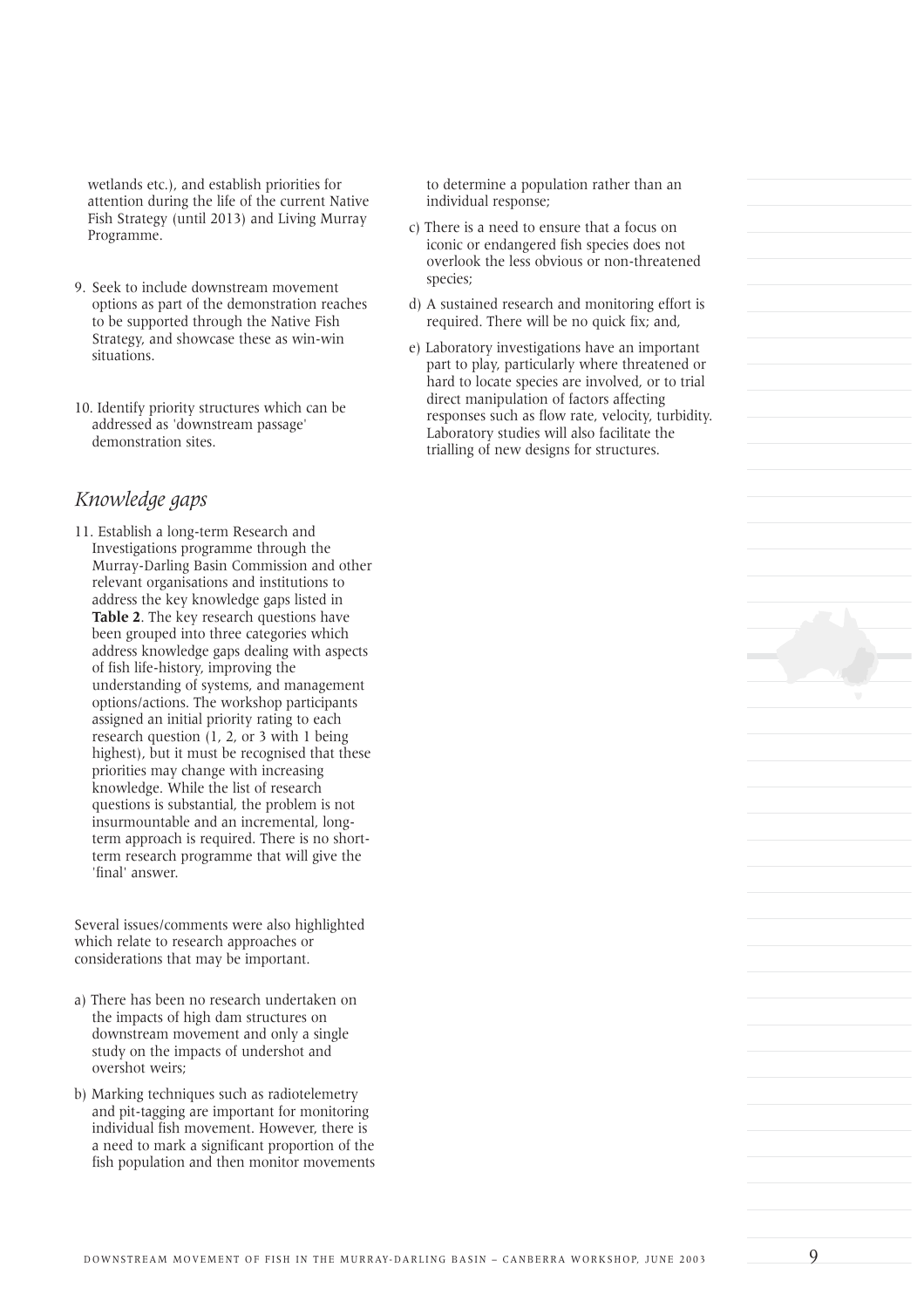wetlands etc.), and establish priorities for attention during the life of the current Native Fish Strategy (until 2013) and Living Murray Programme.

9. Seek to include downstream movement options as part of the demonstration reaches to be supported through the Native Fish Strategy, and showcase these as win-win situations.

10. Identify priority structures which can be addressed as 'downstream passage' demonstration sites.

## *Knowledge gaps*

11. Establish a long-term Research and Investigations programme through the Murray-Darling Basin Commission and other relevant organisations and institutions to address the key knowledge gaps listed in **Table 2**. The key research questions have been grouped into three categories which address knowledge gaps dealing with aspects of fish life-history, improving the understanding of systems, and management options/actions. The workshop participants assigned an initial priority rating to each research question (1, 2, or 3 with 1 being highest), but it must be recognised that these priorities may change with increasing knowledge. While the list of research questions is substantial, the problem is not insurmountable and an incremental, long-term approach is required. There is no short-term research programme that will give the 'final' answer.

Several issues/comments were also highlighted which relate to research approaches or considerations that may be important.

a) There has been no research undertaken on the impacts of high dam structures on downstream movement and only a single study on the impacts of undershot and overshot weirs;

b) Marking techniques such as radiotelemetry and pit-tagging are important for monitoring individual fish movement. However, there is a need to mark a significant proportion of the fish population and then monitor movements to determine a population rather than an individual response;

c) There is a need to ensure that a focus on iconic or endangered fish species does not overlook the less obvious or non-threatened species;

d) A sustained research and monitoring effort is required. There will be no quick fix; and,

e) Laboratory investigations have an important part to play, particularly where threatened or hard to locate species are involved, or to trial direct manipulation of factors affecting responses such as flow rate, velocity, turbidity. Laboratory studies will also facilitate the trialling of new designs for structures.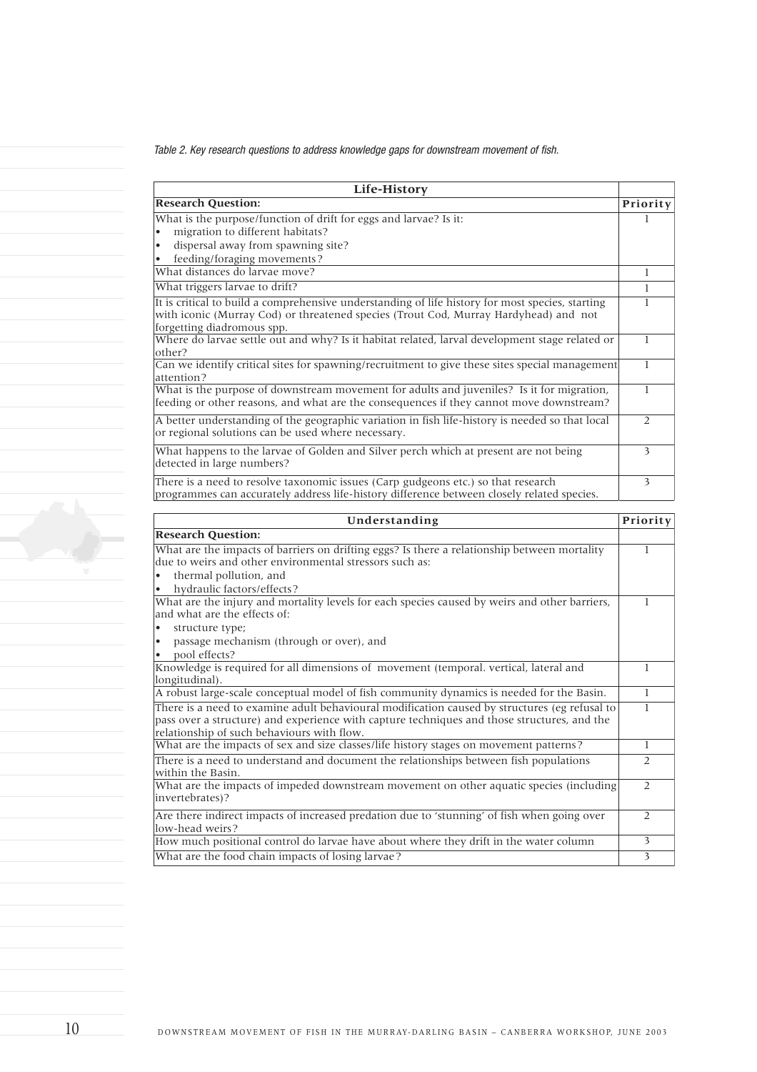*Table 2. Key research questions to address knowledge gaps for downstream movement of fish.*

| **Life-History** | |
|---|---|
| **Research Question:** | **Priority** |
| What is the purpose/function of drift for eggs and larvae? Is it:<br>• migration to different habitats?<br>• dispersal away from spawning site?<br>• feeding/foraging movements? | 1 |
| What distances do larvae move? | 1 |
| What triggers larvae to drift? | 1 |
| It is critical to build a comprehensive understanding of life history for most species, starting with iconic (Murray Cod) or threatened species (Trout Cod, Murray Hardyhead) and not forgetting diadromous spp. | 1 |
| Where do larvae settle out and why? Is it habitat related, larval development stage related or other? | 1 |
| Can we identify critical sites for spawning/recruitment to give these sites special management attention? | 1 |
| What is the purpose of downstream movement for adults and juveniles? Is it for migration, feeding or other reasons, and what are the consequences if they cannot move downstream? | 1 |
| A better understanding of the geographic variation in fish life-history is needed so that local or regional solutions can be used where necessary. | 2 |
| What happens to the larvae of Golden and Silver perch which at present are not being detected in large numbers? | 3 |
| There is a need to resolve taxonomic issues (Carp gudgeons etc.) so that research programmes can accurately address life-history difference between closely related species. | 3 |

| **Understanding** | **Priority** |
|---|---|
| **Research Question:** | |
| What are the impacts of barriers on drifting eggs? Is there a relationship between mortality due to weirs and other environmental stressors such as:<br>• thermal pollution, and<br>• hydraulic factors/effects? | 1 |
| What are the injury and mortality levels for each species caused by weirs and other barriers, and what are the effects of:<br>• structure type;<br>• passage mechanism (through or over), and<br>• pool effects? | 1 |
| Knowledge is required for all dimensions of movement (temporal. vertical, lateral and longitudinal). | 1 |
| A robust large-scale conceptual model of fish community dynamics is needed for the Basin. | 1 |
| There is a need to examine adult behavioural modification caused by structures (eg refusal to pass over a structure) and experience with capture techniques and those structures, and the relationship of such behaviours with flow. | 1 |
| What are the impacts of sex and size classes/life history stages on movement patterns? | 1 |
| There is a need to understand and document the relationships between fish populations within the Basin. | 2 |
| What are the impacts of impeded downstream movement on other aquatic species (including invertebrates)? | 2 |
| Are there indirect impacts of increased predation due to 'stunning' of fish when going over low-head weirs? | 2 |
| How much positional control do larvae have about where they drift in the water column | 3 |
| What are the food chain impacts of losing larvae? | 3 |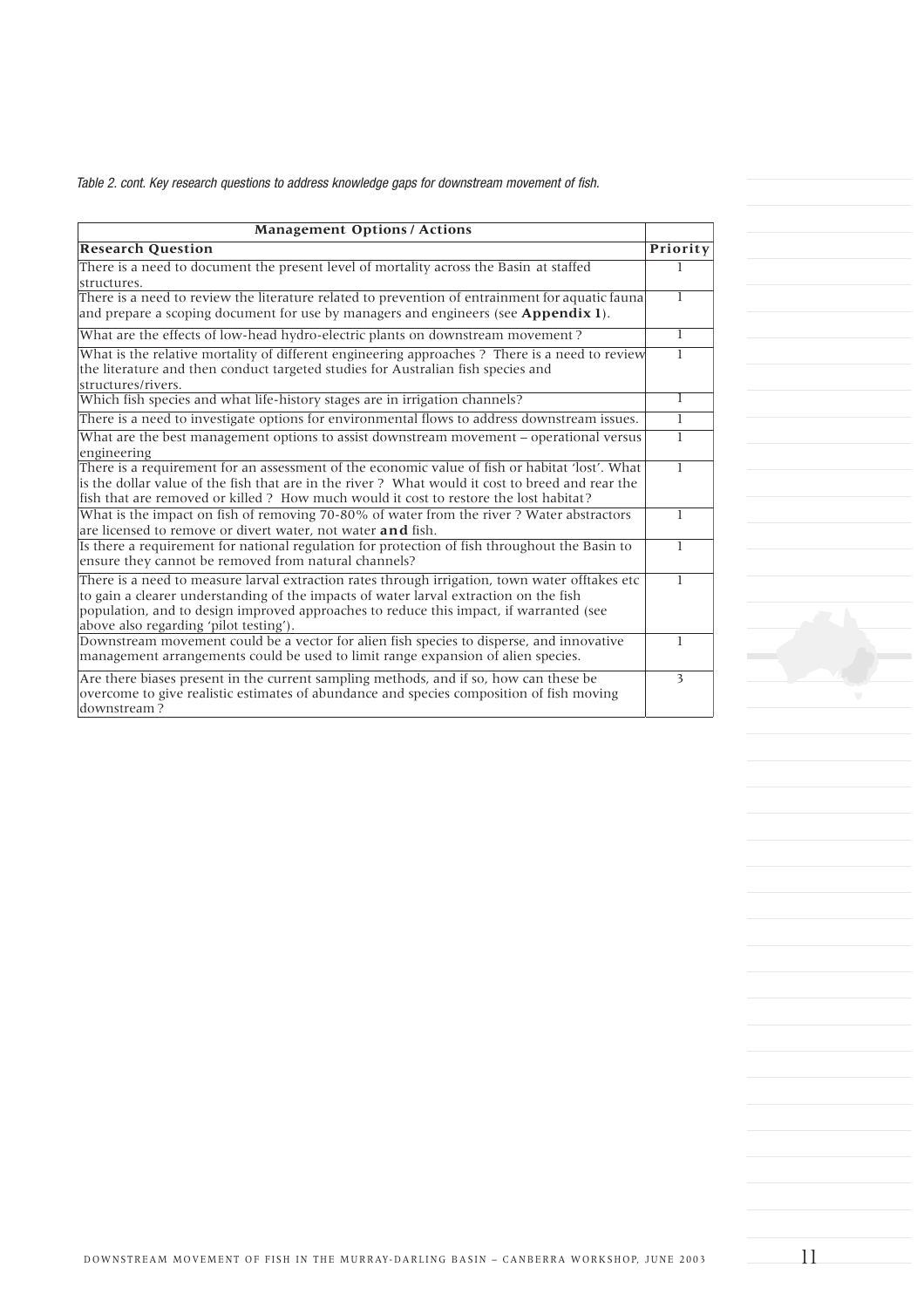*Table 2. cont. Key research questions to address knowledge gaps for downstream movement of fish.*

| Management Options / Actions | |
|---|---|
| **Research Question** | **Priority** |
| There is a need to document the present level of mortality across the Basin at staffed structures. | 1 |
| There is a need to review the literature related to prevention of entrainment for aquatic fauna and prepare a scoping document for use by managers and engineers (see **Appendix 1**). | 1 |
| What are the effects of low-head hydro-electric plants on downstream movement ? | 1 |
| What is the relative mortality of different engineering approaches ? There is a need to review the literature and then conduct targeted studies for Australian fish species and structures/rivers. | 1 |
| Which fish species and what life-history stages are in irrigation channels? | 1 |
| There is a need to investigate options for environmental flows to address downstream issues. | 1 |
| What are the best management options to assist downstream movement – operational versus engineering | 1 |
| There is a requirement for an assessment of the economic value of fish or habitat 'lost'. What is the dollar value of the fish that are in the river ? What would it cost to breed and rear the fish that are removed or killed ? How much would it cost to restore the lost habitat? | 1 |
| What is the impact on fish of removing 70-80% of water from the river ? Water abstractors are licensed to remove or divert water, not water **and** fish. | 1 |
| Is there a requirement for national regulation for protection of fish throughout the Basin to ensure they cannot be removed from natural channels? | 1 |
| There is a need to measure larval extraction rates through irrigation, town water offtakes etc to gain a clearer understanding of the impacts of water larval extraction on the fish population, and to design improved approaches to reduce this impact, if warranted (see above also regarding 'pilot testing'). | 1 |
| Downstream movement could be a vector for alien fish species to disperse, and innovative management arrangements could be used to limit range expansion of alien species. | 1 |
| Are there biases present in the current sampling methods, and if so, how can these be overcome to give realistic estimates of abundance and species composition of fish moving downstream ? | 3 |